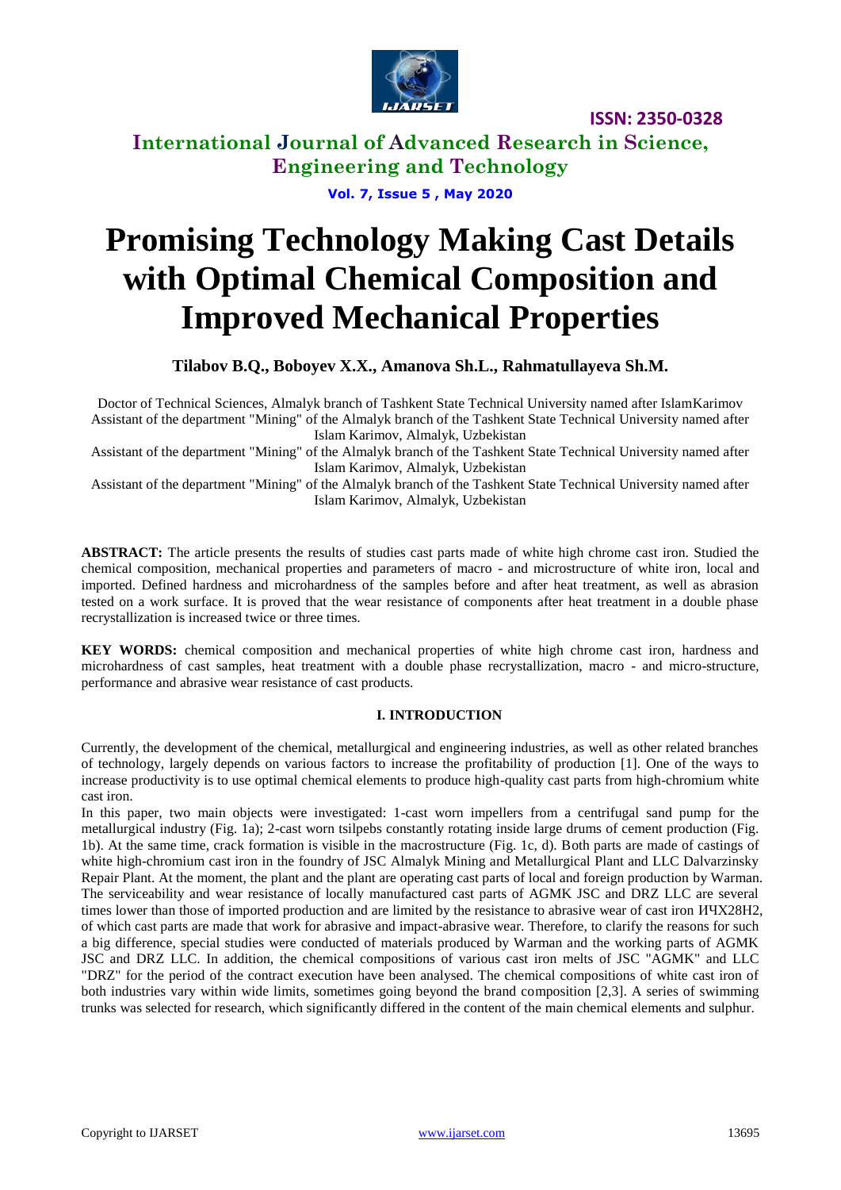# Promising Technology Making Cast Details with Optimal Chemical Composition and Improved Mechanical Properties

**Tilabov B.Q., Boboyev X.X., Amanova Sh.L., Rahmatullayeva Sh.M.**

Doctor of Technical Sciences, Almalyk branch of Tashkent State Technical University named after IslamKarimov

Assistant of the department "Mining" of the Almalyk branch of the Tashkent State Technical University named after Islam Karimov, Almalyk, Uzbekistan

Assistant of the department "Mining" of the Almalyk branch of the Tashkent State Technical University named after Islam Karimov, Almalyk, Uzbekistan

Assistant of the department "Mining" of the Almalyk branch of the Tashkent State Technical University named after Islam Karimov, Almalyk, Uzbekistan

**ABSTRACT:** The article presents the results of studies cast parts made of white high chrome cast iron. Studied the chemical composition, mechanical properties and parameters of macro - and microstructure of white iron, local and imported. Defined hardness and microhardness of the samples before and after heat treatment, as well as abrasion tested on a work surface. It is proved that the wear resistance of components after heat treatment in a double phase recrystallization is increased twice or three times.

**KEY WORDS:** chemical composition and mechanical properties of white high chrome cast iron, hardness and microhardness of cast samples, heat treatment with a double phase recrystallization, macro - and micro-structure, performance and abrasive wear resistance of cast products.

## I. INTRODUCTION

Currently, the development of the chemical, metallurgical and engineering industries, as well as other related branches of technology, largely depends on various factors to increase the profitability of production [1]. One of the ways to increase productivity is to use optimal chemical elements to produce high-quality cast parts from high-chromium white cast iron.

In this paper, two main objects were investigated: 1-cast worn impellers from a centrifugal sand pump for the metallurgical industry (Fig. 1a); 2-cast worn tsilpebs constantly rotating inside large drums of cement production (Fig. 1b). At the same time, crack formation is visible in the macrostructure (Fig. 1c, d). Both parts are made of castings of white high-chromium cast iron in the foundry of JSC Almalyk Mining and Metallurgical Plant and LLC Dalvarzinsky Repair Plant. At the moment, the plant and the plant are operating cast parts of local and foreign production by Warman. The serviceability and wear resistance of locally manufactured cast parts of AGMK JSC and DRZ LLC are several times lower than those of imported production and are limited by the resistance to abrasive wear of cast iron ИЧХ28Н2, of which cast parts are made that work for abrasive and impact-abrasive wear. Therefore, to clarify the reasons for such a big difference, special studies were conducted of materials produced by Warman and the working parts of AGMK JSC and DRZ LLC. In addition, the chemical compositions of various cast iron melts of JSC "AGMK" and LLC "DRZ" for the period of the contract execution have been analysed. The chemical compositions of white cast iron of both industries vary within wide limits, sometimes going beyond the brand composition [2,3]. A series of swimming trunks was selected for research, which significantly differed in the content of the main chemical elements and sulphur.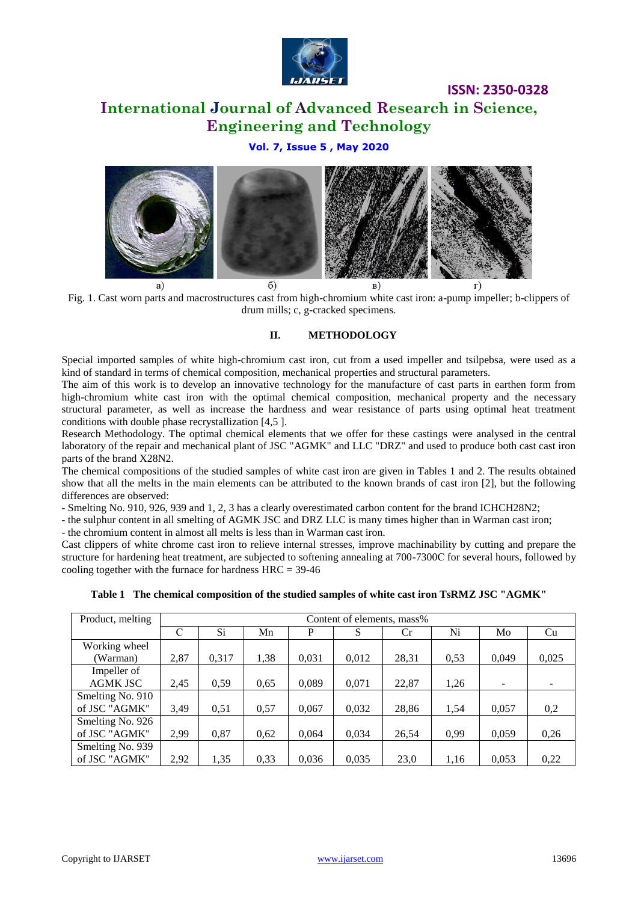а) б) в) г)

Fig. 1. Cast worn parts and macrostructures cast from high-chromium white cast iron: a-pump impeller; b-clippers of drum mills; c, g-cracked specimens.

## II. METHODOLOGY

Special imported samples of white high-chromium cast iron, cut from a used impeller and tsilpebsa, were used as a kind of standard in terms of chemical composition, mechanical properties and structural parameters.

The aim of this work is to develop an innovative technology for the manufacture of cast parts in earthen form from high-chromium white cast iron with the optimal chemical composition, mechanical property and the necessary structural parameter, as well as increase the hardness and wear resistance of parts using optimal heat treatment conditions with double phase recrystallization [4,5 ].

Research Methodology. The optimal chemical elements that we offer for these castings were analysed in the central laboratory of the repair and mechanical plant of JSC "AGMK" and LLC "DRZ" and used to produce both cast cast iron parts of the brand X28N2.

The chemical compositions of the studied samples of white cast iron are given in Tables 1 and 2. The results obtained show that all the melts in the main elements can be attributed to the known brands of cast iron [2], but the following differences are observed:

- Smelting No. 910, 926, 939 and 1, 2, 3 has a clearly overestimated carbon content for the brand ICHCH28N2;
- the sulphur content in all smelting of AGMK JSC and DRZ LLC is many times higher than in Warman cast iron;
- the chromium content in almost all melts is less than in Warman cast iron.

Cast clippers of white chrome cast iron to relieve internal stresses, improve machinability by cutting and prepare the structure for hardening heat treatment, are subjected to softening annealing at 700-7300C for several hours, followed by cooling together with the furnace for hardness HRC = 39-46

**Table 1 The chemical composition of the studied samples of white cast iron TsRMZ JSC "AGMK"**

| Product, melting | Content of elements, mass% | | | | | | | | |
|---|---|---|---|---|---|---|---|---|---|
| | C | Si | Mn | P | S | Cr | Ni | Mo | Cu |
| Working wheel (Warman) | 2,87 | 0,317 | 1,38 | 0,031 | 0,012 | 28,31 | 0,53 | 0,049 | 0,025 |
| Impeller of AGMK JSC | 2,45 | 0,59 | 0,65 | 0,089 | 0,071 | 22,87 | 1,26 | - | - |
| Smelting No. 910 of JSC "AGMK" | 3,49 | 0,51 | 0,57 | 0,067 | 0,032 | 28,86 | 1,54 | 0,057 | 0,2 |
| Smelting No. 926 of JSC "AGMK" | 2,99 | 0,87 | 0,62 | 0,064 | 0,034 | 26,54 | 0,99 | 0,059 | 0,26 |
| Smelting No. 939 of JSC "AGMK" | 2,92 | 1,35 | 0,33 | 0,036 | 0,035 | 23,0 | 1,16 | 0,053 | 0,22 |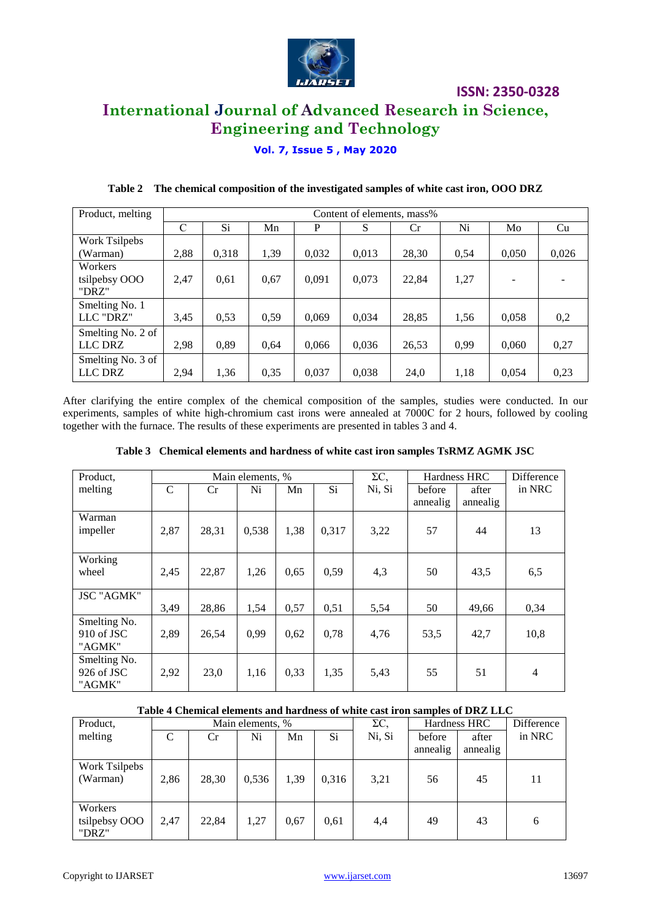**Table 2 The chemical composition of the investigated samples of white cast iron, OOO DRZ**

| Product, melting | Content of elements, mass% | | | | | | | | |
|---|---|---|---|---|---|---|---|---|---|
| | C | Si | Mn | P | S | Cr | Ni | Mo | Cu |
| Work Tsilpebs (Warman) | 2,88 | 0,318 | 1,39 | 0,032 | 0,013 | 28,30 | 0,54 | 0,050 | 0,026 |
| Workers tsilpebsy OOO "DRZ" | 2,47 | 0,61 | 0,67 | 0,091 | 0,073 | 22,84 | 1,27 | - | - |
| Smelting No. 1 LLC "DRZ" | 3,45 | 0,53 | 0,59 | 0,069 | 0,034 | 28,85 | 1,56 | 0,058 | 0,2 |
| Smelting No. 2 of LLC DRZ | 2,98 | 0,89 | 0,64 | 0,066 | 0,036 | 26,53 | 0,99 | 0,060 | 0,27 |
| Smelting No. 3 of LLC DRZ | 2,94 | 1,36 | 0,35 | 0,037 | 0,038 | 24,0 | 1,18 | 0,054 | 0,23 |

After clarifying the entire complex of the chemical composition of the samples, studies were conducted. In our experiments, samples of white high-chromium cast irons were annealed at 7000C for 2 hours, followed by cooling together with the furnace. The results of these experiments are presented in tables 3 and 4.

**Table 3 Chemical elements and hardness of white cast iron samples TsRMZ AGMK JSC**

| Product, melting | Main elements, % | | | | | ΣC, Ni, Si | Hardness HRC | | Difference in NRC |
|---|---|---|---|---|---|---|---|---|---|
| | C | Cr | Ni | Mn | Si | | before annealig | after annealig | |
| Warman impeller | 2,87 | 28,31 | 0,538 | 1,38 | 0,317 | 3,22 | 57 | 44 | 13 |
| Working wheel | 2,45 | 22,87 | 1,26 | 0,65 | 0,59 | 4,3 | 50 | 43,5 | 6,5 |
| JSC "AGMK" | 3,49 | 28,86 | 1,54 | 0,57 | 0,51 | 5,54 | 50 | 49,66 | 0,34 |
| Smelting No. 910 of JSC "AGMK" | 2,89 | 26,54 | 0,99 | 0,62 | 0,78 | 4,76 | 53,5 | 42,7 | 10,8 |
| Smelting No. 926 of JSC "AGMK" | 2,92 | 23,0 | 1,16 | 0,33 | 1,35 | 5,43 | 55 | 51 | 4 |

**Table 4 Chemical elements and hardness of white cast iron samples of DRZ LLC**

| Product, melting | Main elements, % | | | | | ΣC, Ni, Si | Hardness HRC | | Difference in NRC |
|---|---|---|---|---|---|---|---|---|---|
| | C | Cr | Ni | Mn | Si | | before annealig | after annealig | |
| Work Tsilpebs (Warman) | 2,86 | 28,30 | 0,536 | 1,39 | 0,316 | 3,21 | 56 | 45 | 11 |
| Workers tsilpebsy OOO "DRZ" | 2,47 | 22,84 | 1,27 | 0,67 | 0,61 | 4,4 | 49 | 43 | 6 |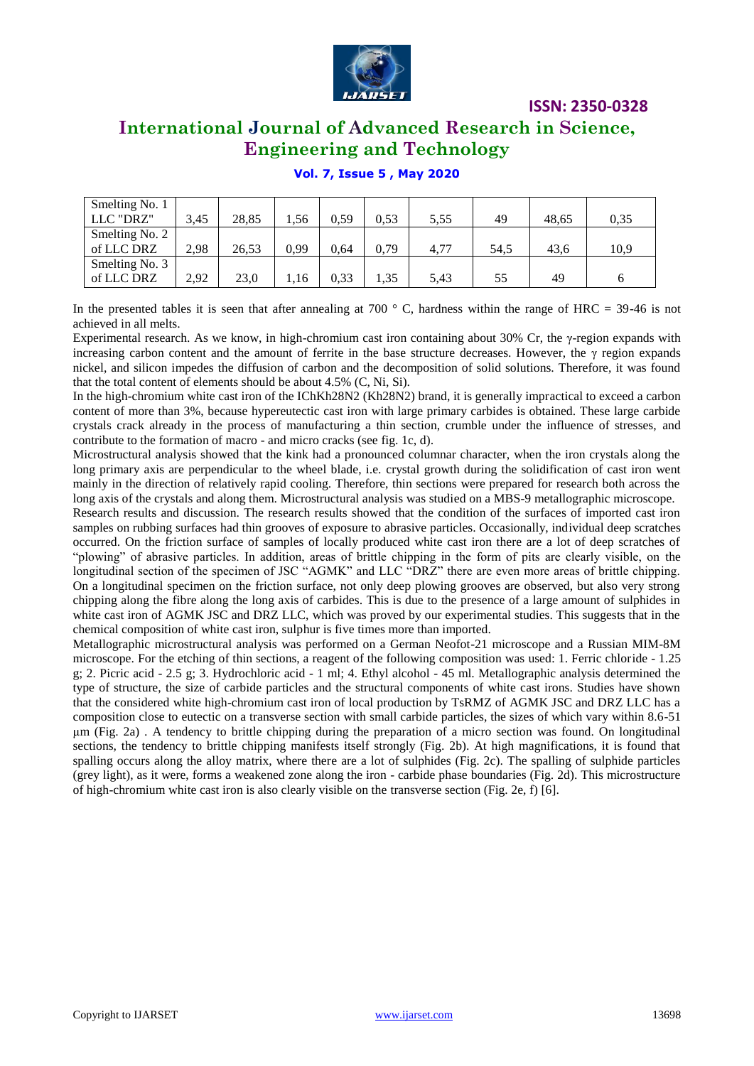| Smelting No. 1 LLC "DRZ" | 3,45 | 28,85 | 1,56 | 0,59 | 0,53 | 5,55 | 49 | 48,65 | 0,35 |
|---|---|---|---|---|---|---|---|---|---|
| Smelting No. 2 of LLC DRZ | 2,98 | 26,53 | 0,99 | 0,64 | 0,79 | 4,77 | 54,5 | 43,6 | 10,9 |
| Smelting No. 3 of LLC DRZ | 2,92 | 23,0 | 1,16 | 0,33 | 1,35 | 5,43 | 55 | 49 | 6 |

In the presented tables it is seen that after annealing at 700 ° C, hardness within the range of HRC = 39-46 is not achieved in all melts.

Experimental research. As we know, in high-chromium cast iron containing about 30% Cr, the γ-region expands with increasing carbon content and the amount of ferrite in the base structure decreases. However, the γ region expands nickel, and silicon impedes the diffusion of carbon and the decomposition of solid solutions. Therefore, it was found that the total content of elements should be about 4.5% (C, Ni, Si).

In the high-chromium white cast iron of the IChKh28N2 (Kh28N2) brand, it is generally impractical to exceed a carbon content of more than 3%, because hypereutectic cast iron with large primary carbides is obtained. These large carbide crystals crack already in the process of manufacturing a thin section, crumble under the influence of stresses, and contribute to the formation of macro - and micro cracks (see fig. 1c, d).

Microstructural analysis showed that the kink had a pronounced columnar character, when the iron crystals along the long primary axis are perpendicular to the wheel blade, i.e. crystal growth during the solidification of cast iron went mainly in the direction of relatively rapid cooling. Therefore, thin sections were prepared for research both across the long axis of the crystals and along them. Microstructural analysis was studied on a MBS-9 metallographic microscope.

Research results and discussion. The research results showed that the condition of the surfaces of imported cast iron samples on rubbing surfaces had thin grooves of exposure to abrasive particles. Occasionally, individual deep scratches occurred. On the friction surface of samples of locally produced white cast iron there are a lot of deep scratches of "plowing" of abrasive particles. In addition, areas of brittle chipping in the form of pits are clearly visible, on the longitudinal section of the specimen of JSC "AGMK" and LLC "DRZ" there are even more areas of brittle chipping. On a longitudinal specimen on the friction surface, not only deep plowing grooves are observed, but also very strong chipping along the fibre along the long axis of carbides. This is due to the presence of a large amount of sulphides in white cast iron of AGMK JSC and DRZ LLC, which was proved by our experimental studies. This suggests that in the chemical composition of white cast iron, sulphur is five times more than imported.

Metallographic microstructural analysis was performed on a German Neofot-21 microscope and a Russian MIM-8M microscope. For the etching of thin sections, a reagent of the following composition was used: 1. Ferric chloride - 1.25 g; 2. Picric acid - 2.5 g; 3. Hydrochloric acid - 1 ml; 4. Ethyl alcohol - 45 ml. Metallographic analysis determined the type of structure, the size of carbide particles and the structural components of white cast irons. Studies have shown that the considered white high-chromium cast iron of local production by TsRMZ of AGMK JSC and DRZ LLC has a composition close to eutectic on a transverse section with small carbide particles, the sizes of which vary within 8.6-51 μm (Fig. 2a) . A tendency to brittle chipping during the preparation of a micro section was found. On longitudinal sections, the tendency to brittle chipping manifests itself strongly (Fig. 2b). At high magnifications, it is found that spalling occurs along the alloy matrix, where there are a lot of sulphides (Fig. 2c). The spalling of sulphide particles (grey light), as it were, forms a weakened zone along the iron - carbide phase boundaries (Fig. 2d). This microstructure of high-chromium white cast iron is also clearly visible on the transverse section (Fig. 2e, f) [6].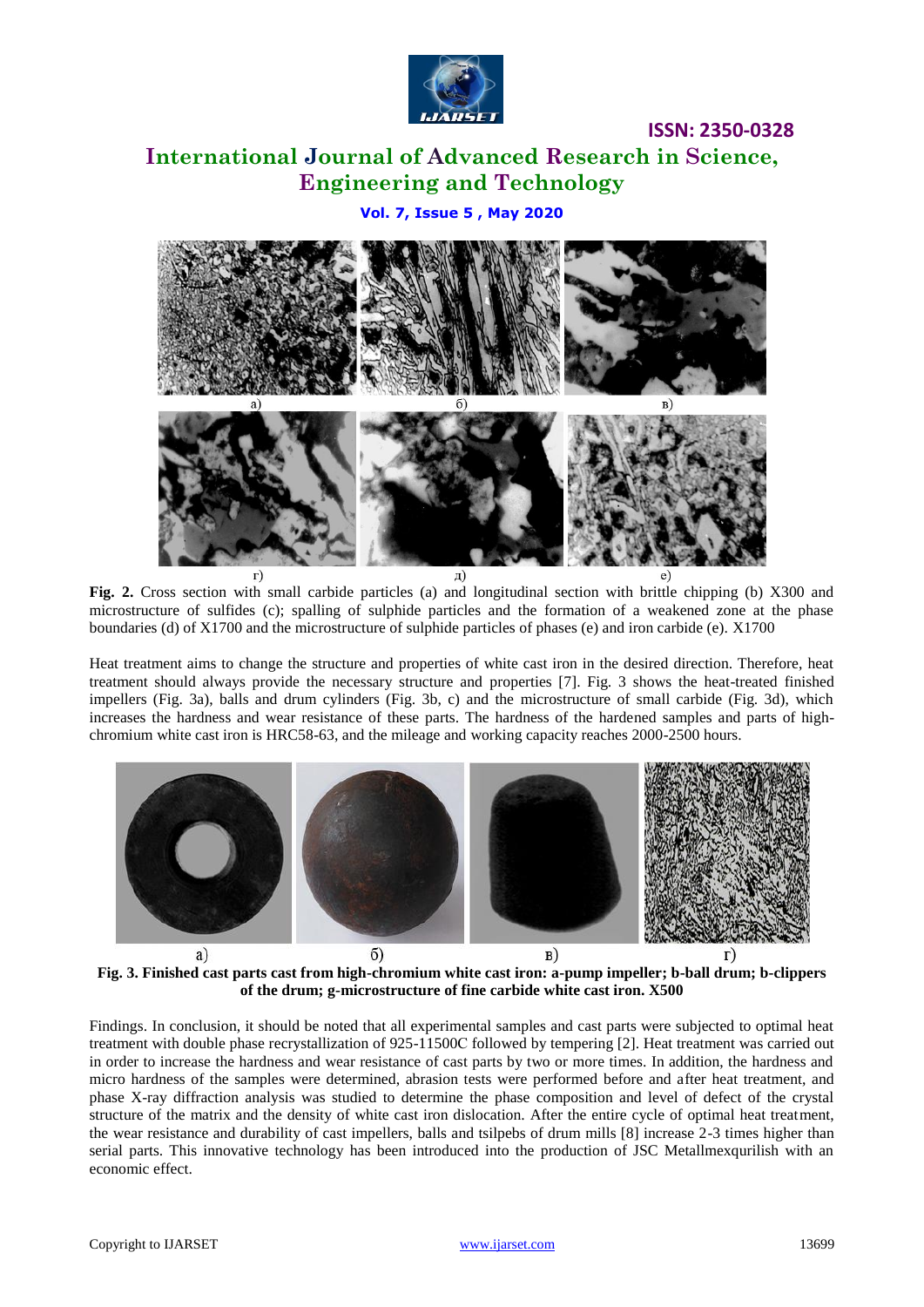а) б) в)

г) д) е)

**Fig. 2.** Cross section with small carbide particles (a) and longitudinal section with brittle chipping (b) X300 and microstructure of sulfides (c); spalling of sulphide particles and the formation of a weakened zone at the phase boundaries (d) of X1700 and the microstructure of sulphide particles of phases (e) and iron carbide (e). X1700

Heat treatment aims to change the structure and properties of white cast iron in the desired direction. Therefore, heat treatment should always provide the necessary structure and properties [7]. Fig. 3 shows the heat-treated finished impellers (Fig. 3a), balls and drum cylinders (Fig. 3b, c) and the microstructure of small carbide (Fig. 3d), which increases the hardness and wear resistance of these parts. The hardness of the hardened samples and parts of high-chromium white cast iron is HRC58-63, and the mileage and working capacity reaches 2000-2500 hours.

а) б) в) г)

**Fig. 3. Finished cast parts cast from high-chromium white cast iron: a-pump impeller; b-ball drum; b-clippers of the drum; g-microstructure of fine carbide white cast iron. X500**

Findings. In conclusion, it should be noted that all experimental samples and cast parts were subjected to optimal heat treatment with double phase recrystallization of 925-11500C followed by tempering [2]. Heat treatment was carried out in order to increase the hardness and wear resistance of cast parts by two or more times. In addition, the hardness and micro hardness of the samples were determined, abrasion tests were performed before and after heat treatment, and phase X-ray diffraction analysis was studied to determine the phase composition and level of defect of the crystal structure of the matrix and the density of white cast iron dislocation. After the entire cycle of optimal heat treatment, the wear resistance and durability of cast impellers, balls and tsilpebs of drum mills [8] increase 2-3 times higher than serial parts. This innovative technology has been introduced into the production of JSC Metallmexqurilish with an economic effect.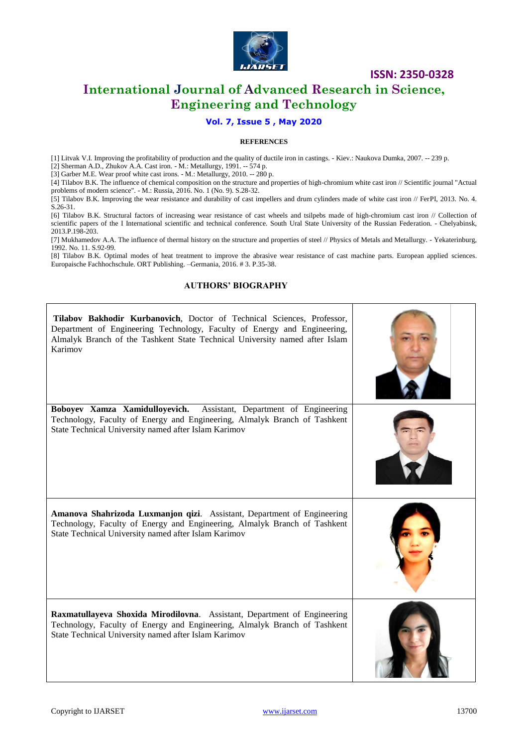## REFERENCES

[1] Litvak V.I. Improving the profitability of production and the quality of ductile iron in castings. - Kiev.: Naukova Dumka, 2007. -- 239 p.
[2] Sherman A.D., Zhukov A.A. Cast iron. - M.: Metallurgy, 1991. -- 574 p.
[3] Garber M.E. Wear proof white cast irons. - M.: Metallurgy, 2010. -- 280 p.
[4] Tilabov B.K. The influence of chemical composition on the structure and properties of high-chromium white cast iron // Scientific journal "Actual problems of modern science". - M.: Russia, 2016. No. 1 (No. 9). S.28-32.
[5] Tilabov B.K. Improving the wear resistance and durability of cast impellers and drum cylinders made of white cast iron // FerPI, 2013. No. 4. S.26-31.
[6] Tilabov B.K. Structural factors of increasing wear resistance of cast wheels and tsilpebs made of high-chromium cast iron // Collection of scientific papers of the I International scientific and technical conference. South Ural State University of the Russian Federation. - Chelyabinsk, 2013.P.198-203.
[7] Mukhamedov A.A. The influence of thermal history on the structure and properties of steel // Physics of Metals and Metallurgy. - Yekaterinburg, 1992. No. 11. S.92-99.
[8] Tilabov B.K. Optimal modes of heat treatment to improve the abrasive wear resistance of cast machine parts. European applied sciences. Europaische Fachhochschule. ORT Publishing. –Germania, 2016. # 3. P.35-38.

## AUTHORS' BIOGRAPHY

**Tilabov Bakhodir Kurbanovich**, Doctor of Technical Sciences, Professor, Department of Engineering Technology, Faculty of Energy and Engineering, Almalyk Branch of the Tashkent State Technical University named after Islam Karimov

**Boboyev Xamza Xamidulloyevich.** Assistant, Department of Engineering Technology, Faculty of Energy and Engineering, Almalyk Branch of Tashkent State Technical University named after Islam Karimov

**Amanova Shahrizoda Luxmanjon qizi**. Assistant, Department of Engineering Technology, Faculty of Energy and Engineering, Almalyk Branch of Tashkent State Technical University named after Islam Karimov

**Raxmatullayeva Shoxida Mirodilovna**. Assistant, Department of Engineering Technology, Faculty of Energy and Engineering, Almalyk Branch of Tashkent State Technical University named after Islam Karimov